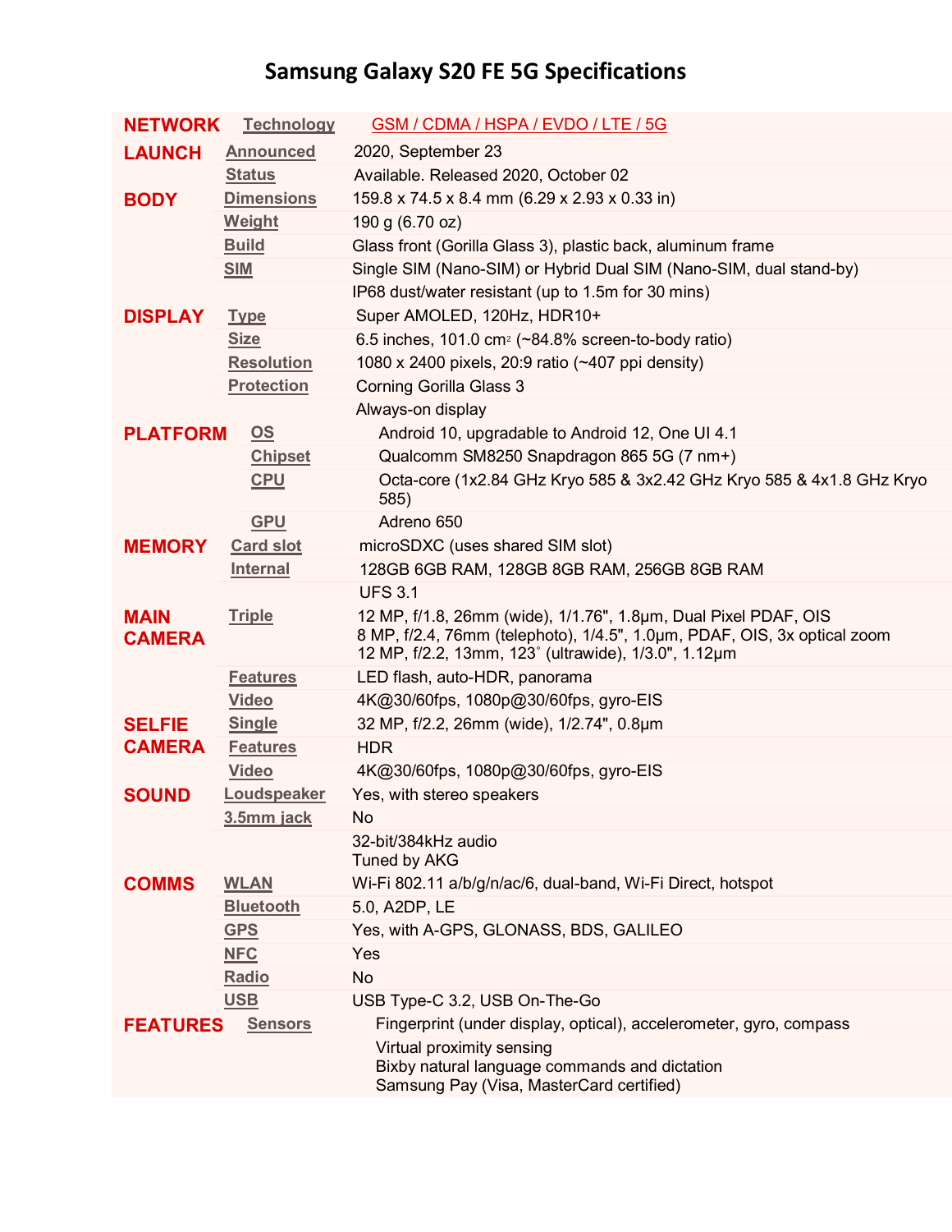# Samsung Galaxy S20 FE 5G Specifications

| | | |
|---|---|---|
| **NETWORK** | Technology | GSM / CDMA / HSPA / EVDO / LTE / 5G |
| **LAUNCH** | Announced | 2020, September 23 |
| | Status | Available. Released 2020, October 02 |
| **BODY** | Dimensions | 159.8 x 74.5 x 8.4 mm (6.29 x 2.93 x 0.33 in) |
| | Weight | 190 g (6.70 oz) |
| | Build | Glass front (Gorilla Glass 3), plastic back, aluminum frame |
| | SIM | Single SIM (Nano-SIM) or Hybrid Dual SIM (Nano-SIM, dual stand-by) |
| | | IP68 dust/water resistant (up to 1.5m for 30 mins) |
| **DISPLAY** | Type | Super AMOLED, 120Hz, HDR10+ |
| | Size | 6.5 inches, 101.0 cm$^2$ (~84.8% screen-to-body ratio) |
| | Resolution | 1080 x 2400 pixels, 20:9 ratio (~407 ppi density) |
| | Protection | Corning Gorilla Glass 3 |
| | | Always-on display |
| **PLATFORM** | OS | Android 10, upgradable to Android 12, One UI 4.1 |
| | Chipset | Qualcomm SM8250 Snapdragon 865 5G (7 nm+) |
| | CPU | Octa-core (1x2.84 GHz Kryo 585 & 3x2.42 GHz Kryo 585 & 4x1.8 GHz Kryo 585) |
| | GPU | Adreno 650 |
| **MEMORY** | Card slot | microSDXC (uses shared SIM slot) |
| | Internal | 128GB 6GB RAM, 128GB 8GB RAM, 256GB 8GB RAM |
| | | UFS 3.1 |
| **MAIN CAMERA** | Triple | 12 MP, f/1.8, 26mm (wide), 1/1.76", 1.8µm, Dual Pixel PDAF, OIS<br>8 MP, f/2.4, 76mm (telephoto), 1/4.5", 1.0µm, PDAF, OIS, 3x optical zoom<br>12 MP, f/2.2, 13mm, 123˚ (ultrawide), 1/3.0", 1.12µm |
| | Features | LED flash, auto-HDR, panorama |
| | Video | 4K@30/60fps, 1080p@30/60fps, gyro-EIS |
| **SELFIE CAMERA** | Single | 32 MP, f/2.2, 26mm (wide), 1/2.74", 0.8µm |
| | Features | HDR |
| | Video | 4K@30/60fps, 1080p@30/60fps, gyro-EIS |
| **SOUND** | Loudspeaker | Yes, with stereo speakers |
| | 3.5mm jack | No |
| | | 32-bit/384kHz audio<br>Tuned by AKG |
| **COMMS** | WLAN | Wi-Fi 802.11 a/b/g/n/ac/6, dual-band, Wi-Fi Direct, hotspot |
| | Bluetooth | 5.0, A2DP, LE |
| | GPS | Yes, with A-GPS, GLONASS, BDS, GALILEO |
| | NFC | Yes |
| | Radio | No |
| | USB | USB Type-C 3.2, USB On-The-Go |
| **FEATURES** | Sensors | Fingerprint (under display, optical), accelerometer, gyro, compass |
| | | Virtual proximity sensing<br>Bixby natural language commands and dictation<br>Samsung Pay (Visa, MasterCard certified) |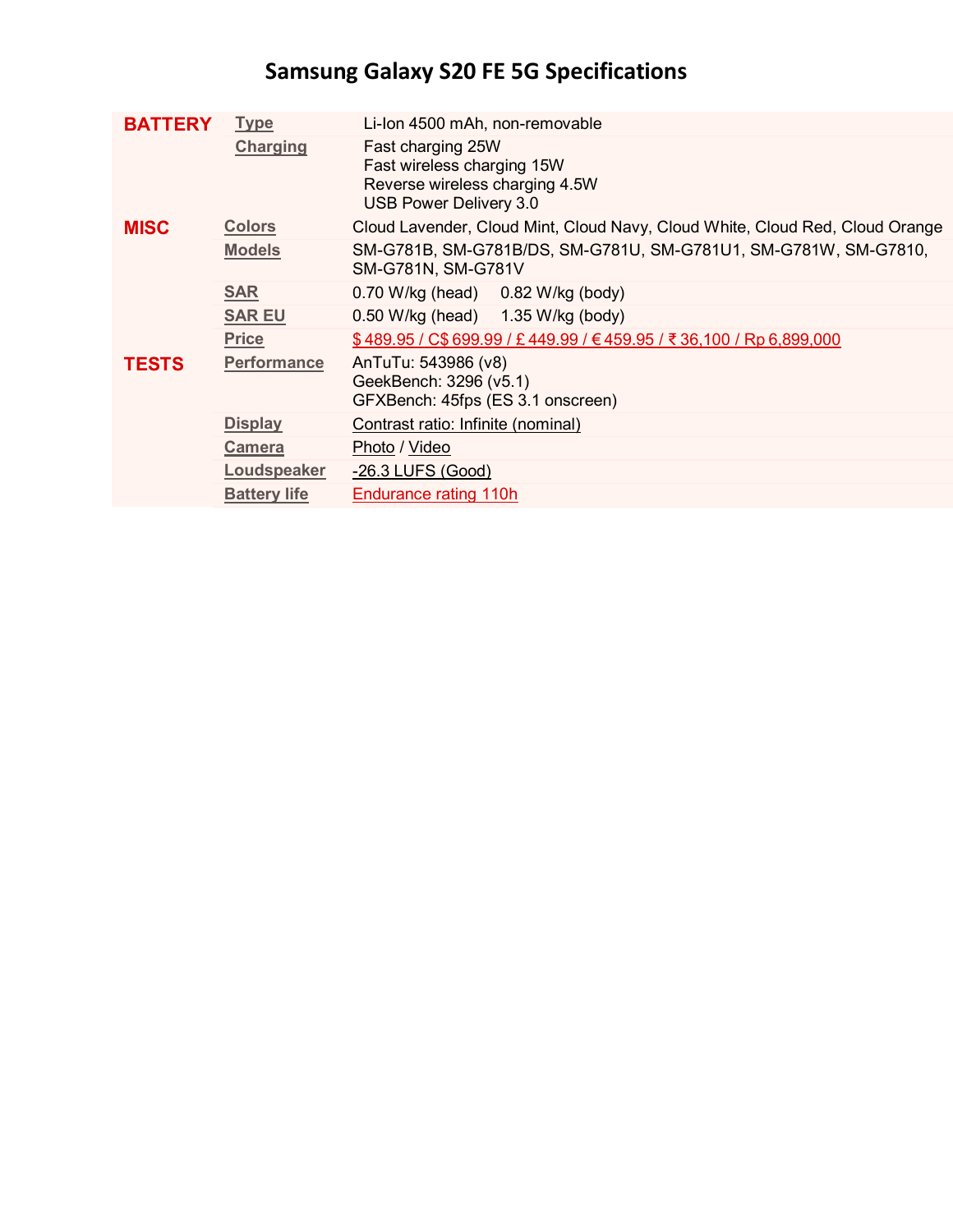# Samsung Galaxy S20 FE 5G Specifications

| | | |
|---|---|---|
| **BATTERY** | Type | Li-Ion 4500 mAh, non-removable |
| | Charging | Fast charging 25W<br>Fast wireless charging 15W<br>Reverse wireless charging 4.5W<br>USB Power Delivery 3.0 |
| **MISC** | Colors | Cloud Lavender, Cloud Mint, Cloud Navy, Cloud White, Cloud Red, Cloud Orange |
| | Models | SM-G781B, SM-G781B/DS, SM-G781U, SM-G781U1, SM-G781W, SM-G7810, SM-G781N, SM-G781V |
| | SAR | 0.70 W/kg (head)     0.82 W/kg (body) |
| | SAR EU | 0.50 W/kg (head)     1.35 W/kg (body) |
| | Price | $ 489.95 / C$ 699.99 / £ 449.99 / € 459.95 / ₹ 36,100 / Rp 6,899,000 |
| **TESTS** | Performance | AnTuTu: 543986 (v8)<br>GeekBench: 3296 (v5.1)<br>GFXBench: 45fps (ES 3.1 onscreen) |
| | Display | Contrast ratio: Infinite (nominal) |
| | Camera | Photo / Video |
| | Loudspeaker | -26.3 LUFS (Good) |
| | Battery life | Endurance rating 110h |